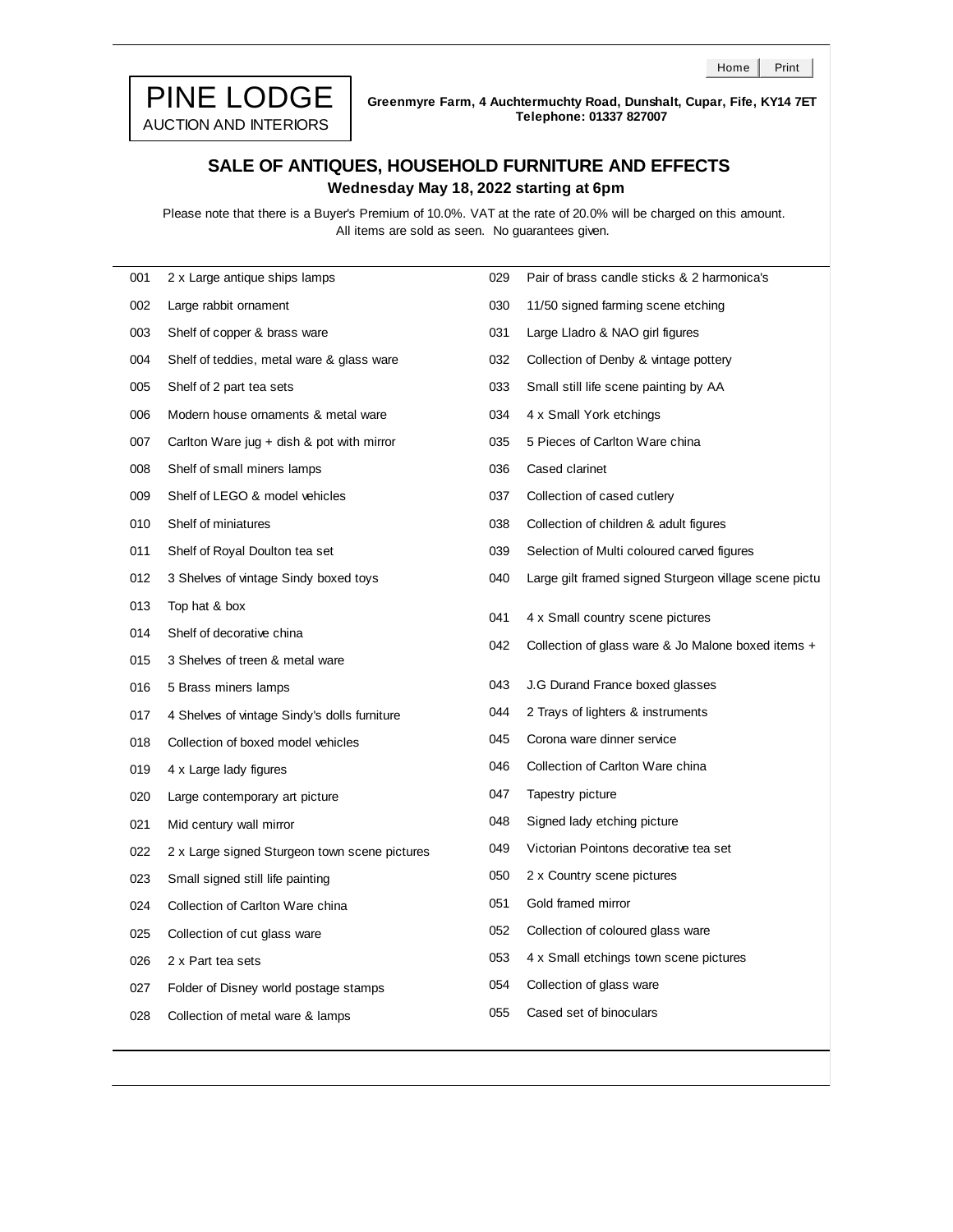# PINE LODGE

AUCTION AND INTERIORS

**Greenmyre Farm, 4 Auchtermuchty Road, Dunshalt, Cupar, Fife, KY14 7ET**
**Telephone: 01337 827007**

## SALE OF ANTIQUES, HOUSEHOLD FURNITURE AND EFFECTS

**Wednesday May 18, 2022 starting at 6pm**

Please note that there is a Buyer's Premium of 10.0%. VAT at the rate of 20.0% will be charged on this amount.
All items are sold as seen. No guarantees given.

| Lot | Description |
|---|---|
| 001 | 2 x Large antique ships lamps |
| 002 | Large rabbit ornament |
| 003 | Shelf of copper & brass ware |
| 004 | Shelf of teddies, metal ware & glass ware |
| 005 | Shelf of 2 part tea sets |
| 006 | Modern house ornaments & metal ware |
| 007 | Carlton Ware jug + dish & pot with mirror |
| 008 | Shelf of small miners lamps |
| 009 | Shelf of LEGO & model vehicles |
| 010 | Shelf of miniatures |
| 011 | Shelf of Royal Doulton tea set |
| 012 | 3 Shelves of vintage Sindy boxed toys |
| 013 | Top hat & box |
| 014 | Shelf of decorative china |
| 015 | 3 Shelves of treen & metal ware |
| 016 | 5 Brass miners lamps |
| 017 | 4 Shelves of vintage Sindy's dolls furniture |
| 018 | Collection of boxed model vehicles |
| 019 | 4 x Large lady figures |
| 020 | Large contemporary art picture |
| 021 | Mid century wall mirror |
| 022 | 2 x Large signed Sturgeon town scene pictures |
| 023 | Small signed still life painting |
| 024 | Collection of Carlton Ware china |
| 025 | Collection of cut glass ware |
| 026 | 2 x Part tea sets |
| 027 | Folder of Disney world postage stamps |
| 028 | Collection of metal ware & lamps |
| 029 | Pair of brass candle sticks & 2 harmonica's |
| 030 | 11/50 signed farming scene etching |
| 031 | Large Lladro & NAO girl figures |
| 032 | Collection of Denby & vintage pottery |
| 033 | Small still life scene painting by AA |
| 034 | 4 x Small York etchings |
| 035 | 5 Pieces of Carlton Ware china |
| 036 | Cased clarinet |
| 037 | Collection of cased cutlery |
| 038 | Collection of children & adult figures |
| 039 | Selection of Multi coloured carved figures |
| 040 | Large gilt framed signed Sturgeon village scene pictu |
| 041 | 4 x Small country scene pictures |
| 042 | Collection of glass ware & Jo Malone boxed items + |
| 043 | J.G Durand France boxed glasses |
| 044 | 2 Trays of lighters & instruments |
| 045 | Corona ware dinner service |
| 046 | Collection of Carlton Ware china |
| 047 | Tapestry picture |
| 048 | Signed lady etching picture |
| 049 | Victorian Pointons decorative tea set |
| 050 | 2 x Country scene pictures |
| 051 | Gold framed mirror |
| 052 | Collection of coloured glass ware |
| 053 | 4 x Small etchings town scene pictures |
| 054 | Collection of glass ware |
| 055 | Cased set of binoculars |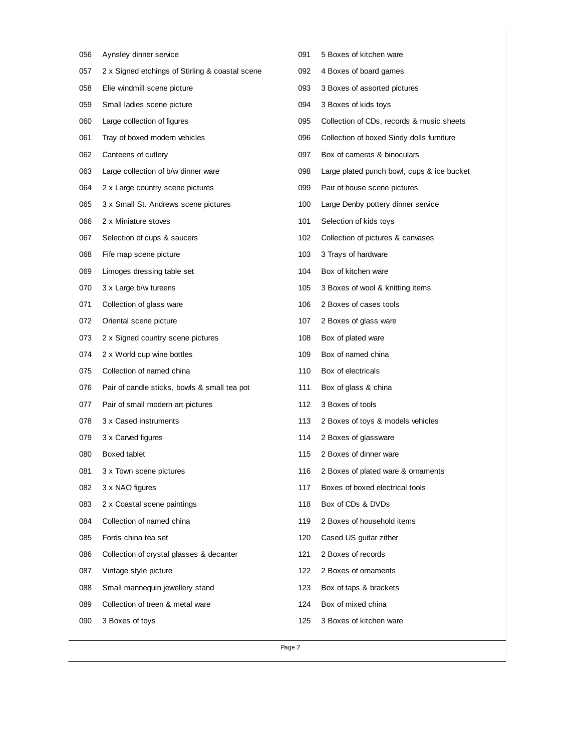| | |
|---|---|
| 056 | Aynsley dinner service |
| 057 | 2 x Signed etchings of Stirling & coastal scene |
| 058 | Elie windmill scene picture |
| 059 | Small ladies scene picture |
| 060 | Large collection of figures |
| 061 | Tray of boxed modern vehicles |
| 062 | Canteens of cutlery |
| 063 | Large collection of b/w dinner ware |
| 064 | 2 x Large country scene pictures |
| 065 | 3 x Small St. Andrews scene pictures |
| 066 | 2 x Miniature stoves |
| 067 | Selection of cups & saucers |
| 068 | Fife map scene picture |
| 069 | Limoges dressing table set |
| 070 | 3 x Large b/w tureens |
| 071 | Collection of glass ware |
| 072 | Oriental scene picture |
| 073 | 2 x Signed country scene pictures |
| 074 | 2 x World cup wine bottles |
| 075 | Collection of named china |
| 076 | Pair of candle sticks, bowls & small tea pot |
| 077 | Pair of small modern art pictures |
| 078 | 3 x Cased instruments |
| 079 | 3 x Carved figures |
| 080 | Boxed tablet |
| 081 | 3 x Town scene pictures |
| 082 | 3 x NAO figures |
| 083 | 2 x Coastal scene paintings |
| 084 | Collection of named china |
| 085 | Fords china tea set |
| 086 | Collection of crystal glasses & decanter |
| 087 | Vintage style picture |
| 088 | Small mannequin jewellery stand |
| 089 | Collection of treen & metal ware |
| 090 | 3 Boxes of toys |
| 091 | 5 Boxes of kitchen ware |
| 092 | 4 Boxes of board games |
| 093 | 3 Boxes of assorted pictures |
| 094 | 3 Boxes of kids toys |
| 095 | Collection of CDs, records & music sheets |
| 096 | Collection of boxed Sindy dolls furniture |
| 097 | Box of cameras & binoculars |
| 098 | Large plated punch bowl, cups & ice bucket |
| 099 | Pair of house scene pictures |
| 100 | Large Denby pottery dinner service |
| 101 | Selection of kids toys |
| 102 | Collection of pictures & canvases |
| 103 | 3 Trays of hardware |
| 104 | Box of kitchen ware |
| 105 | 3 Boxes of wool & knitting items |
| 106 | 2 Boxes of cases tools |
| 107 | 2 Boxes of glass ware |
| 108 | Box of plated ware |
| 109 | Box of named china |
| 110 | Box of electricals |
| 111 | Box of glass & china |
| 112 | 3 Boxes of tools |
| 113 | 2 Boxes of toys & models vehicles |
| 114 | 2 Boxes of glassware |
| 115 | 2 Boxes of dinner ware |
| 116 | 2 Boxes of plated ware & ornaments |
| 117 | Boxes of boxed electrical tools |
| 118 | Box of CDs & DVDs |
| 119 | 2 Boxes of household items |
| 120 | Cased US guitar zither |
| 121 | 2 Boxes of records |
| 122 | 2 Boxes of ornaments |
| 123 | Box of taps & brackets |
| 124 | Box of mixed china |
| 125 | 3 Boxes of kitchen ware |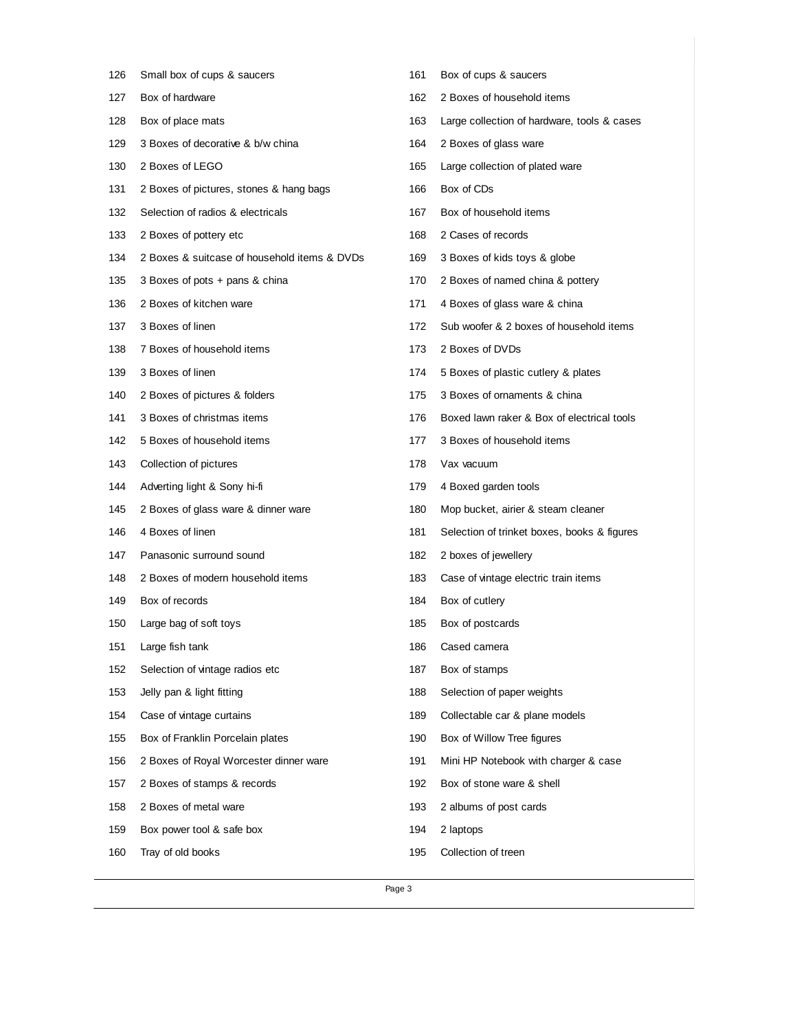| | |
|---|---|
| 126 | Small box of cups & saucers |
| 127 | Box of hardware |
| 128 | Box of place mats |
| 129 | 3 Boxes of decorative & b/w china |
| 130 | 2 Boxes of LEGO |
| 131 | 2 Boxes of pictures, stones & hang bags |
| 132 | Selection of radios & electricals |
| 133 | 2 Boxes of pottery etc |
| 134 | 2 Boxes & suitcase of household items & DVDs |
| 135 | 3 Boxes of pots + pans & china |
| 136 | 2 Boxes of kitchen ware |
| 137 | 3 Boxes of linen |
| 138 | 7 Boxes of household items |
| 139 | 3 Boxes of linen |
| 140 | 2 Boxes of pictures & folders |
| 141 | 3 Boxes of christmas items |
| 142 | 5 Boxes of household items |
| 143 | Collection of pictures |
| 144 | Adverting light & Sony hi-fi |
| 145 | 2 Boxes of glass ware & dinner ware |
| 146 | 4 Boxes of linen |
| 147 | Panasonic surround sound |
| 148 | 2 Boxes of modern household items |
| 149 | Box of records |
| 150 | Large bag of soft toys |
| 151 | Large fish tank |
| 152 | Selection of vintage radios etc |
| 153 | Jelly pan & light fitting |
| 154 | Case of vintage curtains |
| 155 | Box of Franklin Porcelain plates |
| 156 | 2 Boxes of Royal Worcester dinner ware |
| 157 | 2 Boxes of stamps & records |
| 158 | 2 Boxes of metal ware |
| 159 | Box power tool & safe box |
| 160 | Tray of old books |
| 161 | Box of cups & saucers |
| 162 | 2 Boxes of household items |
| 163 | Large collection of hardware, tools & cases |
| 164 | 2 Boxes of glass ware |
| 165 | Large collection of plated ware |
| 166 | Box of CDs |
| 167 | Box of household items |
| 168 | 2 Cases of records |
| 169 | 3 Boxes of kids toys & globe |
| 170 | 2 Boxes of named china & pottery |
| 171 | 4 Boxes of glass ware & china |
| 172 | Sub woofer & 2 boxes of household items |
| 173 | 2 Boxes of DVDs |
| 174 | 5 Boxes of plastic cutlery & plates |
| 175 | 3 Boxes of ornaments & china |
| 176 | Boxed lawn raker & Box of electrical tools |
| 177 | 3 Boxes of household items |
| 178 | Vax vacuum |
| 179 | 4 Boxed garden tools |
| 180 | Mop bucket, airier & steam cleaner |
| 181 | Selection of trinket boxes, books & figures |
| 182 | 2 boxes of jewellery |
| 183 | Case of vintage electric train items |
| 184 | Box of cutlery |
| 185 | Box of postcards |
| 186 | Cased camera |
| 187 | Box of stamps |
| 188 | Selection of paper weights |
| 189 | Collectable car & plane models |
| 190 | Box of Willow Tree figures |
| 191 | Mini HP Notebook with charger & case |
| 192 | Box of stone ware & shell |
| 193 | 2 albums of post cards |
| 194 | 2 laptops |
| 195 | Collection of treen |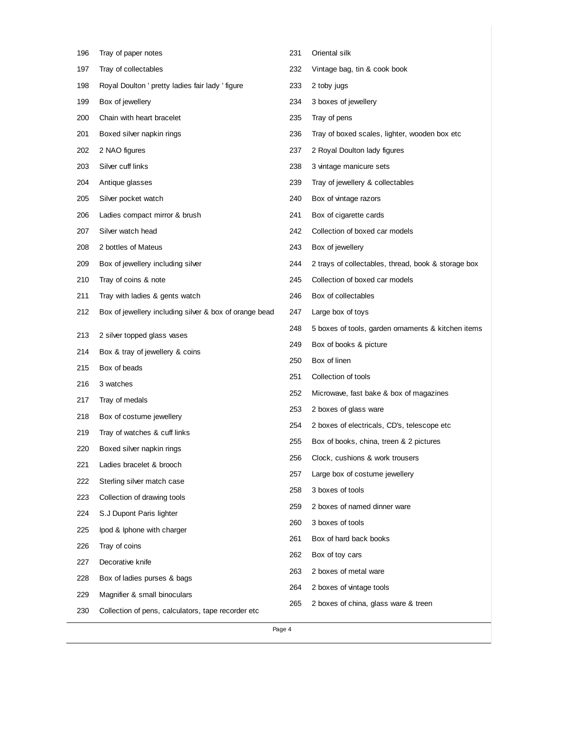| Lot | Description |
|---|---|
| 196 | Tray of paper notes |
| 197 | Tray of collectables |
| 198 | Royal Doulton ' pretty ladies fair lady ' figure |
| 199 | Box of jewellery |
| 200 | Chain with heart bracelet |
| 201 | Boxed silver napkin rings |
| 202 | 2 NAO figures |
| 203 | Silver cuff links |
| 204 | Antique glasses |
| 205 | Silver pocket watch |
| 206 | Ladies compact mirror & brush |
| 207 | Silver watch head |
| 208 | 2 bottles of Mateus |
| 209 | Box of jewellery including silver |
| 210 | Tray of coins & note |
| 211 | Tray with ladies & gents watch |
| 212 | Box of jewellery including silver & box of orange bead |
| 213 | 2 silver topped glass vases |
| 214 | Box & tray of jewellery & coins |
| 215 | Box of beads |
| 216 | 3 watches |
| 217 | Tray of medals |
| 218 | Box of costume jewellery |
| 219 | Tray of watches & cuff links |
| 220 | Boxed silver napkin rings |
| 221 | Ladies bracelet & brooch |
| 222 | Sterling silver match case |
| 223 | Collection of drawing tools |
| 224 | S.J Dupont Paris lighter |
| 225 | Ipod & Iphone with charger |
| 226 | Tray of coins |
| 227 | Decorative knife |
| 228 | Box of ladies purses & bags |
| 229 | Magnifier & small binoculars |
| 230 | Collection of pens, calculators, tape recorder etc |
| 231 | Oriental silk |
| 232 | Vintage bag, tin & cook book |
| 233 | 2 toby jugs |
| 234 | 3 boxes of jewellery |
| 235 | Tray of pens |
| 236 | Tray of boxed scales, lighter, wooden box etc |
| 237 | 2 Royal Doulton lady figures |
| 238 | 3 vintage manicure sets |
| 239 | Tray of jewellery & collectables |
| 240 | Box of vintage razors |
| 241 | Box of cigarette cards |
| 242 | Collection of boxed car models |
| 243 | Box of jewellery |
| 244 | 2 trays of collectables, thread, book & storage box |
| 245 | Collection of boxed car models |
| 246 | Box of collectables |
| 247 | Large box of toys |
| 248 | 5 boxes of tools, garden ornaments & kitchen items |
| 249 | Box of books & picture |
| 250 | Box of linen |
| 251 | Collection of tools |
| 252 | Microwave, fast bake & box of magazines |
| 253 | 2 boxes of glass ware |
| 254 | 2 boxes of electricals, CD's, telescope etc |
| 255 | Box of books, china, treen & 2 pictures |
| 256 | Clock, cushions & work trousers |
| 257 | Large box of costume jewellery |
| 258 | 3 boxes of tools |
| 259 | 2 boxes of named dinner ware |
| 260 | 3 boxes of tools |
| 261 | Box of hard back books |
| 262 | Box of toy cars |
| 263 | 2 boxes of metal ware |
| 264 | 2 boxes of vintage tools |
| 265 | 2 boxes of china, glass ware & treen |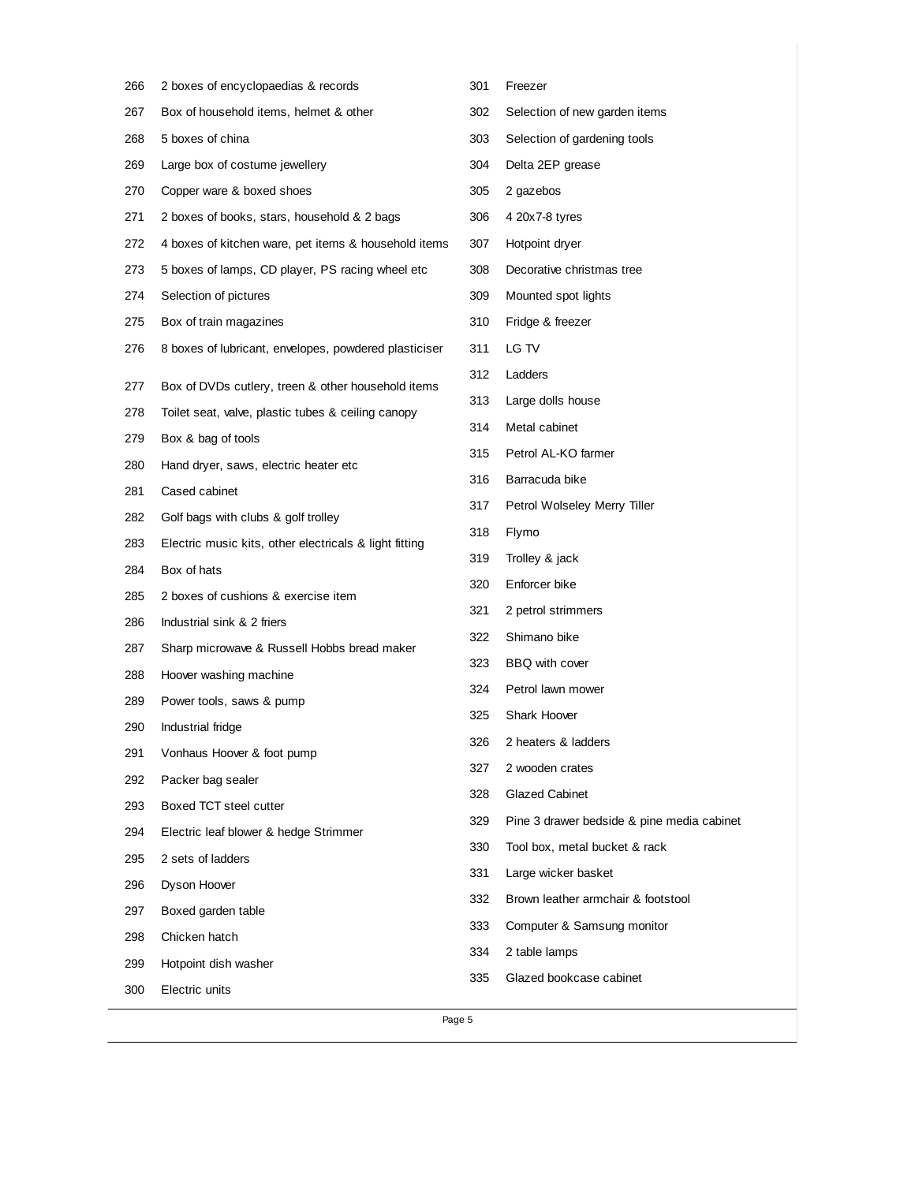| Lot | Description |
| --- | --- |
| 266 | 2 boxes of encyclopaedias & records |
| 267 | Box of household items, helmet & other |
| 268 | 5 boxes of china |
| 269 | Large box of costume jewellery |
| 270 | Copper ware & boxed shoes |
| 271 | 2 boxes of books, stars, household & 2 bags |
| 272 | 4 boxes of kitchen ware, pet items & household items |
| 273 | 5 boxes of lamps, CD player, PS racing wheel etc |
| 274 | Selection of pictures |
| 275 | Box of train magazines |
| 276 | 8 boxes of lubricant, envelopes, powdered plasticiser |
| 277 | Box of DVDs cutlery, treen & other household items |
| 278 | Toilet seat, valve, plastic tubes & ceiling canopy |
| 279 | Box & bag of tools |
| 280 | Hand dryer, saws, electric heater etc |
| 281 | Cased cabinet |
| 282 | Golf bags with clubs & golf trolley |
| 283 | Electric music kits, other electricals & light fitting |
| 284 | Box of hats |
| 285 | 2 boxes of cushions & exercise item |
| 286 | Industrial sink & 2 friers |
| 287 | Sharp microwave & Russell Hobbs bread maker |
| 288 | Hoover washing machine |
| 289 | Power tools, saws & pump |
| 290 | Industrial fridge |
| 291 | Vonhaus Hoover & foot pump |
| 292 | Packer bag sealer |
| 293 | Boxed TCT steel cutter |
| 294 | Electric leaf blower & hedge Strimmer |
| 295 | 2 sets of ladders |
| 296 | Dyson Hoover |
| 297 | Boxed garden table |
| 298 | Chicken hatch |
| 299 | Hotpoint dish washer |
| 300 | Electric units |
| 301 | Freezer |
| 302 | Selection of new garden items |
| 303 | Selection of gardening tools |
| 304 | Delta 2EP grease |
| 305 | 2 gazebos |
| 306 | 4 20x7-8 tyres |
| 307 | Hotpoint dryer |
| 308 | Decorative christmas tree |
| 309 | Mounted spot lights |
| 310 | Fridge & freezer |
| 311 | LG TV |
| 312 | Ladders |
| 313 | Large dolls house |
| 314 | Metal cabinet |
| 315 | Petrol AL-KO farmer |
| 316 | Barracuda bike |
| 317 | Petrol Wolseley Merry Tiller |
| 318 | Flymo |
| 319 | Trolley & jack |
| 320 | Enforcer bike |
| 321 | 2 petrol strimmers |
| 322 | Shimano bike |
| 323 | BBQ with cover |
| 324 | Petrol lawn mower |
| 325 | Shark Hoover |
| 326 | 2 heaters & ladders |
| 327 | 2 wooden crates |
| 328 | Glazed Cabinet |
| 329 | Pine 3 drawer bedside & pine media cabinet |
| 330 | Tool box, metal bucket & rack |
| 331 | Large wicker basket |
| 332 | Brown leather armchair & footstool |
| 333 | Computer & Samsung monitor |
| 334 | 2 table lamps |
| 335 | Glazed bookcase cabinet |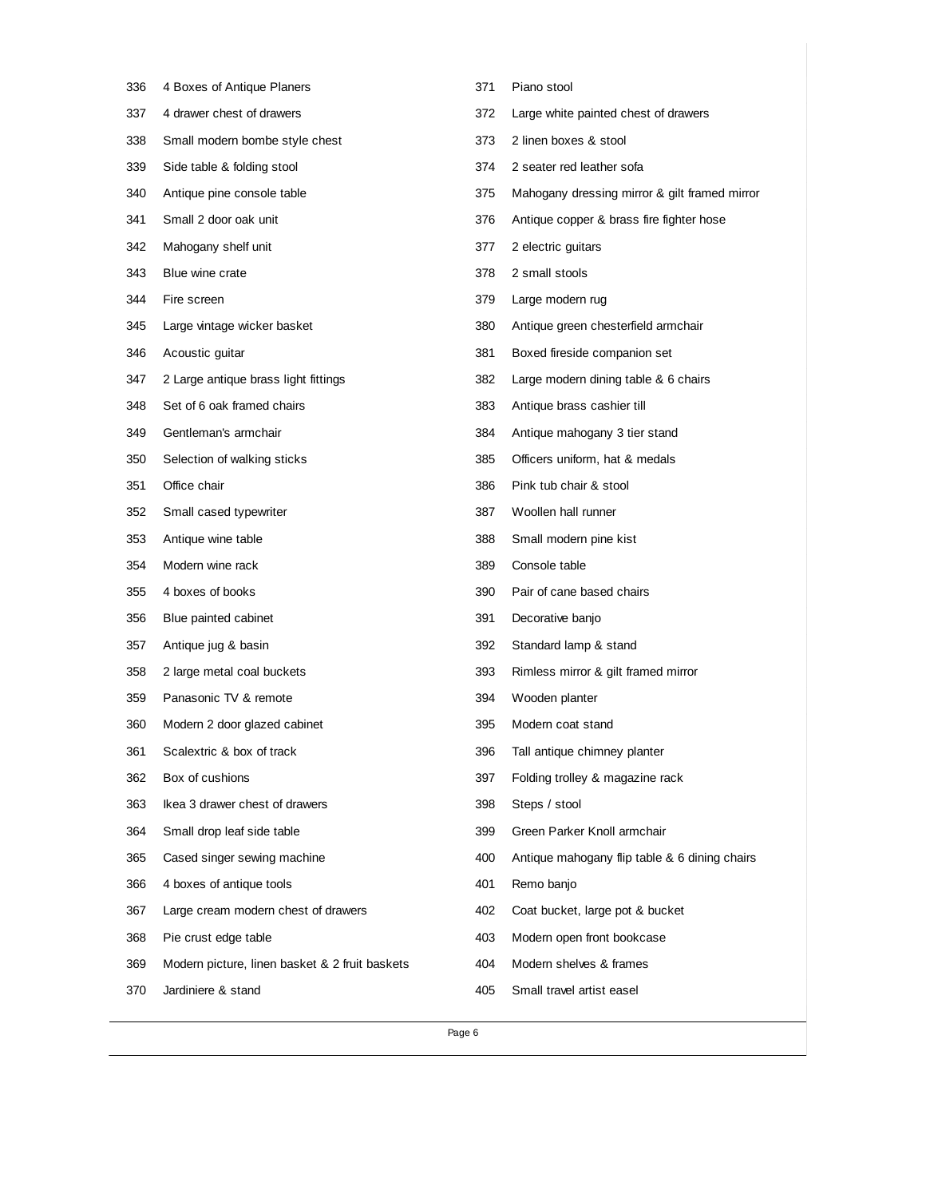| | |
|---|---|
| 336 | 4 Boxes of Antique Planers |
| 337 | 4 drawer chest of drawers |
| 338 | Small modern bombe style chest |
| 339 | Side table & folding stool |
| 340 | Antique pine console table |
| 341 | Small 2 door oak unit |
| 342 | Mahogany shelf unit |
| 343 | Blue wine crate |
| 344 | Fire screen |
| 345 | Large vintage wicker basket |
| 346 | Acoustic guitar |
| 347 | 2 Large antique brass light fittings |
| 348 | Set of 6 oak framed chairs |
| 349 | Gentleman's armchair |
| 350 | Selection of walking sticks |
| 351 | Office chair |
| 352 | Small cased typewriter |
| 353 | Antique wine table |
| 354 | Modern wine rack |
| 355 | 4 boxes of books |
| 356 | Blue painted cabinet |
| 357 | Antique jug & basin |
| 358 | 2 large metal coal buckets |
| 359 | Panasonic TV & remote |
| 360 | Modern 2 door glazed cabinet |
| 361 | Scalextric & box of track |
| 362 | Box of cushions |
| 363 | Ikea 3 drawer chest of drawers |
| 364 | Small drop leaf side table |
| 365 | Cased singer sewing machine |
| 366 | 4 boxes of antique tools |
| 367 | Large cream modern chest of drawers |
| 368 | Pie crust edge table |
| 369 | Modern picture, linen basket & 2 fruit baskets |
| 370 | Jardiniere & stand |
| 371 | Piano stool |
| 372 | Large white painted chest of drawers |
| 373 | 2 linen boxes & stool |
| 374 | 2 seater red leather sofa |
| 375 | Mahogany dressing mirror & gilt framed mirror |
| 376 | Antique copper & brass fire fighter hose |
| 377 | 2 electric guitars |
| 378 | 2 small stools |
| 379 | Large modern rug |
| 380 | Antique green chesterfield armchair |
| 381 | Boxed fireside companion set |
| 382 | Large modern dining table & 6 chairs |
| 383 | Antique brass cashier till |
| 384 | Antique mahogany 3 tier stand |
| 385 | Officers uniform, hat & medals |
| 386 | Pink tub chair & stool |
| 387 | Woollen hall runner |
| 388 | Small modern pine kist |
| 389 | Console table |
| 390 | Pair of cane based chairs |
| 391 | Decorative banjo |
| 392 | Standard lamp & stand |
| 393 | Rimless mirror & gilt framed mirror |
| 394 | Wooden planter |
| 395 | Modern coat stand |
| 396 | Tall antique chimney planter |
| 397 | Folding trolley & magazine rack |
| 398 | Steps / stool |
| 399 | Green Parker Knoll armchair |
| 400 | Antique mahogany flip table & 6 dining chairs |
| 401 | Remo banjo |
| 402 | Coat bucket, large pot & bucket |
| 403 | Modern open front bookcase |
| 404 | Modern shelves & frames |
| 405 | Small travel artist easel |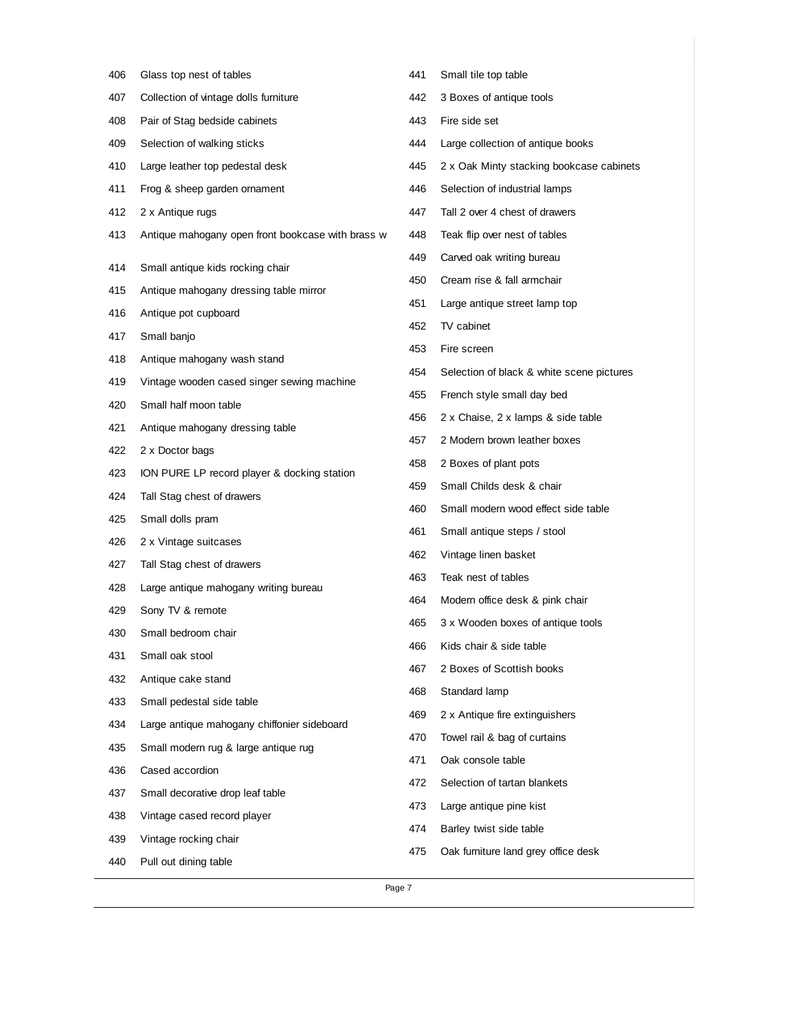| Lot | Description |
|---|---|
| 406 | Glass top nest of tables |
| 407 | Collection of vintage dolls furniture |
| 408 | Pair of Stag bedside cabinets |
| 409 | Selection of walking sticks |
| 410 | Large leather top pedestal desk |
| 411 | Frog & sheep garden ornament |
| 412 | 2 x Antique rugs |
| 413 | Antique mahogany open front bookcase with brass w |
| 414 | Small antique kids rocking chair |
| 415 | Antique mahogany dressing table mirror |
| 416 | Antique pot cupboard |
| 417 | Small banjo |
| 418 | Antique mahogany wash stand |
| 419 | Vintage wooden cased singer sewing machine |
| 420 | Small half moon table |
| 421 | Antique mahogany dressing table |
| 422 | 2 x Doctor bags |
| 423 | ION PURE LP record player & docking station |
| 424 | Tall Stag chest of drawers |
| 425 | Small dolls pram |
| 426 | 2 x Vintage suitcases |
| 427 | Tall Stag chest of drawers |
| 428 | Large antique mahogany writing bureau |
| 429 | Sony TV & remote |
| 430 | Small bedroom chair |
| 431 | Small oak stool |
| 432 | Antique cake stand |
| 433 | Small pedestal side table |
| 434 | Large antique mahogany chiffonier sideboard |
| 435 | Small modern rug & large antique rug |
| 436 | Cased accordion |
| 437 | Small decorative drop leaf table |
| 438 | Vintage cased record player |
| 439 | Vintage rocking chair |
| 440 | Pull out dining table |
| 441 | Small tile top table |
| 442 | 3 Boxes of antique tools |
| 443 | Fire side set |
| 444 | Large collection of antique books |
| 445 | 2 x Oak Minty stacking bookcase cabinets |
| 446 | Selection of industrial lamps |
| 447 | Tall 2 over 4 chest of drawers |
| 448 | Teak flip over nest of tables |
| 449 | Carved oak writing bureau |
| 450 | Cream rise & fall armchair |
| 451 | Large antique street lamp top |
| 452 | TV cabinet |
| 453 | Fire screen |
| 454 | Selection of black & white scene pictures |
| 455 | French style small day bed |
| 456 | 2 x Chaise, 2 x lamps & side table |
| 457 | 2 Modern brown leather boxes |
| 458 | 2 Boxes of plant pots |
| 459 | Small Childs desk & chair |
| 460 | Small modern wood effect side table |
| 461 | Small antique steps / stool |
| 462 | Vintage linen basket |
| 463 | Teak nest of tables |
| 464 | Modern office desk & pink chair |
| 465 | 3 x Wooden boxes of antique tools |
| 466 | Kids chair & side table |
| 467 | 2 Boxes of Scottish books |
| 468 | Standard lamp |
| 469 | 2 x Antique fire extinguishers |
| 470 | Towel rail & bag of curtains |
| 471 | Oak console table |
| 472 | Selection of tartan blankets |
| 473 | Large antique pine kist |
| 474 | Barley twist side table |
| 475 | Oak furniture land grey office desk |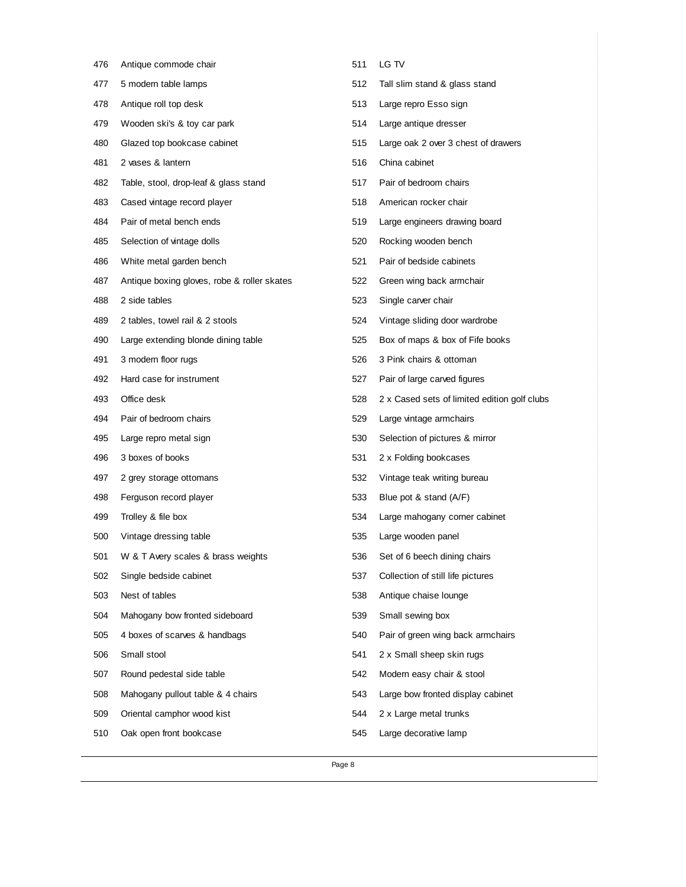| | |
|---|---|
| 476 | Antique commode chair |
| 477 | 5 modern table lamps |
| 478 | Antique roll top desk |
| 479 | Wooden ski's & toy car park |
| 480 | Glazed top bookcase cabinet |
| 481 | 2 vases & lantern |
| 482 | Table, stool, drop-leaf & glass stand |
| 483 | Cased vintage record player |
| 484 | Pair of metal bench ends |
| 485 | Selection of vintage dolls |
| 486 | White metal garden bench |
| 487 | Antique boxing gloves, robe & roller skates |
| 488 | 2 side tables |
| 489 | 2 tables, towel rail & 2 stools |
| 490 | Large extending blonde dining table |
| 491 | 3 modern floor rugs |
| 492 | Hard case for instrument |
| 493 | Office desk |
| 494 | Pair of bedroom chairs |
| 495 | Large repro metal sign |
| 496 | 3 boxes of books |
| 497 | 2 grey storage ottomans |
| 498 | Ferguson record player |
| 499 | Trolley & file box |
| 500 | Vintage dressing table |
| 501 | W & T Avery scales & brass weights |
| 502 | Single bedside cabinet |
| 503 | Nest of tables |
| 504 | Mahogany bow fronted sideboard |
| 505 | 4 boxes of scarves & handbags |
| 506 | Small stool |
| 507 | Round pedestal side table |
| 508 | Mahogany pullout table & 4 chairs |
| 509 | Oriental camphor wood kist |
| 510 | Oak open front bookcase |
| 511 | LG TV |
| 512 | Tall slim stand & glass stand |
| 513 | Large repro Esso sign |
| 514 | Large antique dresser |
| 515 | Large oak 2 over 3 chest of drawers |
| 516 | China cabinet |
| 517 | Pair of bedroom chairs |
| 518 | American rocker chair |
| 519 | Large engineers drawing board |
| 520 | Rocking wooden bench |
| 521 | Pair of bedside cabinets |
| 522 | Green wing back armchair |
| 523 | Single carver chair |
| 524 | Vintage sliding door wardrobe |
| 525 | Box of maps & box of Fife books |
| 526 | 3 Pink chairs & ottoman |
| 527 | Pair of large carved figures |
| 528 | 2 x Cased sets of limited edition golf clubs |
| 529 | Large vintage armchairs |
| 530 | Selection of pictures & mirror |
| 531 | 2 x Folding bookcases |
| 532 | Vintage teak writing bureau |
| 533 | Blue pot & stand (A/F) |
| 534 | Large mahogany corner cabinet |
| 535 | Large wooden panel |
| 536 | Set of 6 beech dining chairs |
| 537 | Collection of still life pictures |
| 538 | Antique chaise lounge |
| 539 | Small sewing box |
| 540 | Pair of green wing back armchairs |
| 541 | 2 x Small sheep skin rugs |
| 542 | Modern easy chair & stool |
| 543 | Large bow fronted display cabinet |
| 544 | 2 x Large metal trunks |
| 545 | Large decorative lamp |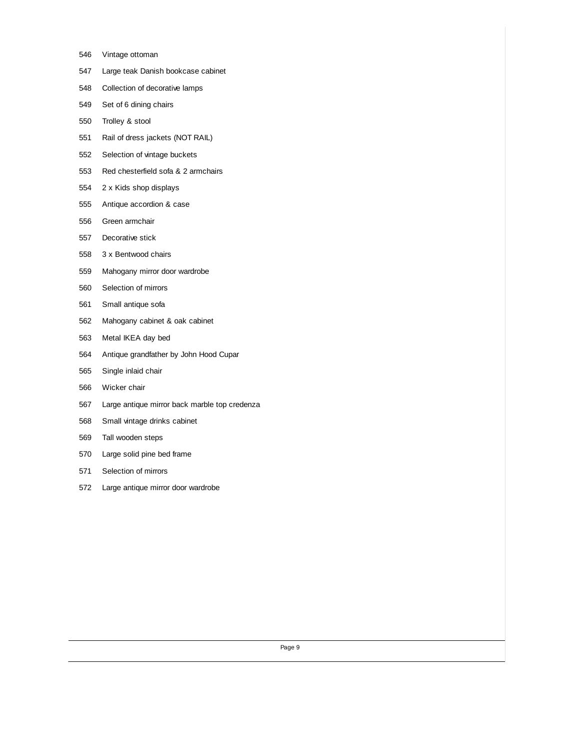| | |
|---|---|
| 546 | Vintage ottoman |
| 547 | Large teak Danish bookcase cabinet |
| 548 | Collection of decorative lamps |
| 549 | Set of 6 dining chairs |
| 550 | Trolley & stool |
| 551 | Rail of dress jackets (NOT RAIL) |
| 552 | Selection of vintage buckets |
| 553 | Red chesterfield sofa & 2 armchairs |
| 554 | 2 x Kids shop displays |
| 555 | Antique accordion & case |
| 556 | Green armchair |
| 557 | Decorative stick |
| 558 | 3 x Bentwood chairs |
| 559 | Mahogany mirror door wardrobe |
| 560 | Selection of mirrors |
| 561 | Small antique sofa |
| 562 | Mahogany cabinet & oak cabinet |
| 563 | Metal IKEA day bed |
| 564 | Antique grandfather by John Hood Cupar |
| 565 | Single inlaid chair |
| 566 | Wicker chair |
| 567 | Large antique mirror back marble top credenza |
| 568 | Small vintage drinks cabinet |
| 569 | Tall wooden steps |
| 570 | Large solid pine bed frame |
| 571 | Selection of mirrors |
| 572 | Large antique mirror door wardrobe |